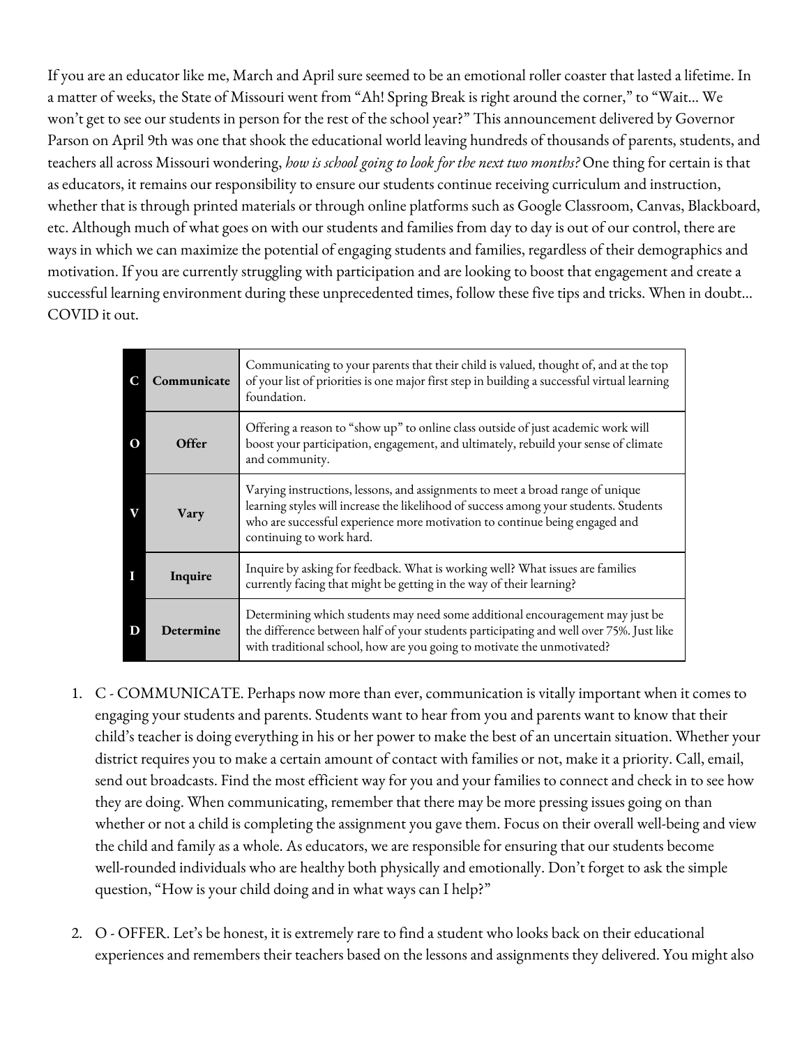If you are an educator like me, March and April sure seemed to be an emotional roller coaster that lasted a lifetime. In a matter of weeks, the State of Missouri went from "Ah! Spring Break is right around the corner," to "Wait... We won't get to see our students in person for the rest of the school year?" This announcement delivered by Governor Parson on April 9th was one that shook the educational world leaving hundreds of thousands of parents, students, and teachers all across Missouri wondering, *how is school going to look for the next two months?* One thing for certain is that as educators, it remains our responsibility to ensure our students continue receiving curriculum and instruction, whether that is through printed materials or through online platforms such as Google Classroom, Canvas, Blackboard, etc. Although much of what goes on with our students and families from day to day is out of our control, there are ways in which we can maximize the potential of engaging students and families, regardless of their demographics and motivation. If you are currently struggling with participation and are looking to boost that engagement and create a successful learning environment during these unprecedented times, follow these five tips and tricks. When in doubt... COVID it out.

| | | |
|---|---|---|
| **C** | **Communicate** | Communicating to your parents that their child is valued, thought of, and at the top of your list of priorities is one major first step in building a successful virtual learning foundation. |
| **O** | **Offer** | Offering a reason to "show up" to online class outside of just academic work will boost your participation, engagement, and ultimately, rebuild your sense of climate and community. |
| **V** | **Vary** | Varying instructions, lessons, and assignments to meet a broad range of unique learning styles will increase the likelihood of success among your students. Students who are successful experience more motivation to continue being engaged and continuing to work hard. |
| **I** | **Inquire** | Inquire by asking for feedback. What is working well? What issues are families currently facing that might be getting in the way of their learning? |
| **D** | **Determine** | Determining which students may need some additional encouragement may just be the difference between half of your students participating and well over 75%. Just like with traditional school, how are you going to motivate the unmotivated? |

1. C - COMMUNICATE. Perhaps now more than ever, communication is vitally important when it comes to engaging your students and parents. Students want to hear from you and parents want to know that their child's teacher is doing everything in his or her power to make the best of an uncertain situation. Whether your district requires you to make a certain amount of contact with families or not, make it a priority. Call, email, send out broadcasts. Find the most efficient way for you and your families to connect and check in to see how they are doing. When communicating, remember that there may be more pressing issues going on than whether or not a child is completing the assignment you gave them. Focus on their overall well-being and view the child and family as a whole. As educators, we are responsible for ensuring that our students become well-rounded individuals who are healthy both physically and emotionally. Don't forget to ask the simple question, "How is your child doing and in what ways can I help?"

2. O - OFFER. Let's be honest, it is extremely rare to find a student who looks back on their educational experiences and remembers their teachers based on the lessons and assignments they delivered. You might also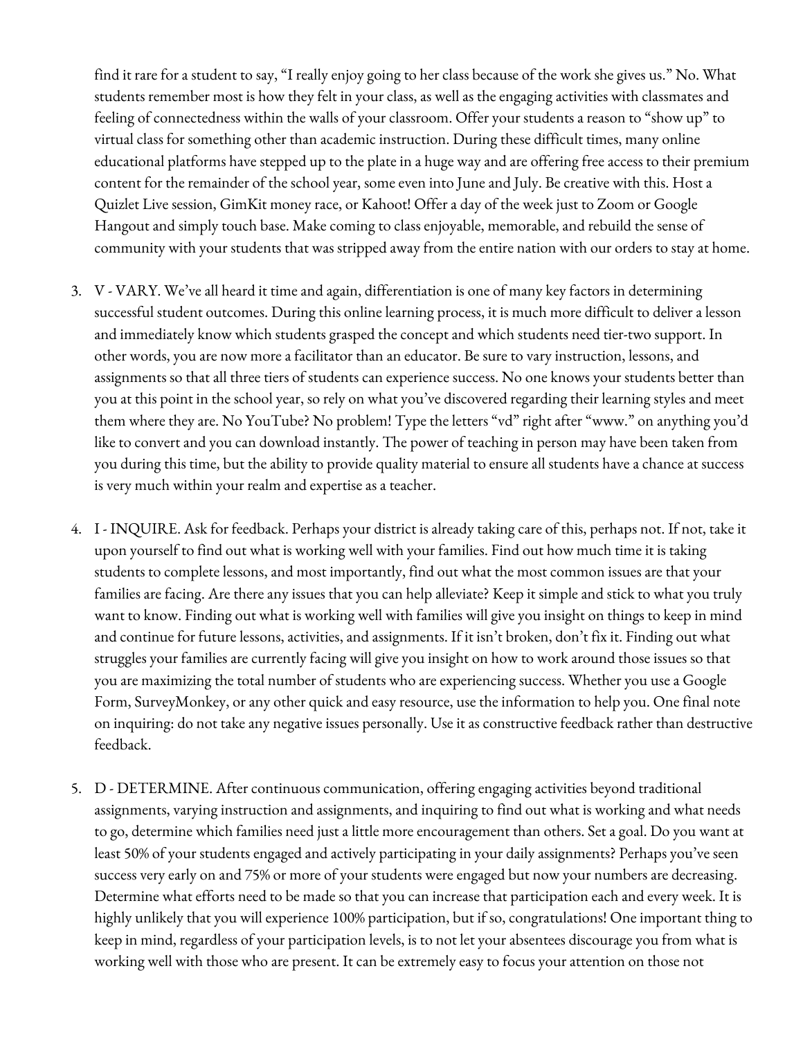find it rare for a student to say, "I really enjoy going to her class because of the work she gives us." No. What students remember most is how they felt in your class, as well as the engaging activities with classmates and feeling of connectedness within the walls of your classroom. Offer your students a reason to "show up" to virtual class for something other than academic instruction. During these difficult times, many online educational platforms have stepped up to the plate in a huge way and are offering free access to their premium content for the remainder of the school year, some even into June and July. Be creative with this. Host a Quizlet Live session, GimKit money race, or Kahoot! Offer a day of the week just to Zoom or Google Hangout and simply touch base. Make coming to class enjoyable, memorable, and rebuild the sense of community with your students that was stripped away from the entire nation with our orders to stay at home.

3. V - VARY. We've all heard it time and again, differentiation is one of many key factors in determining successful student outcomes. During this online learning process, it is much more difficult to deliver a lesson and immediately know which students grasped the concept and which students need tier-two support. In other words, you are now more a facilitator than an educator. Be sure to vary instruction, lessons, and assignments so that all three tiers of students can experience success. No one knows your students better than you at this point in the school year, so rely on what you've discovered regarding their learning styles and meet them where they are. No YouTube? No problem! Type the letters "vd" right after "www." on anything you'd like to convert and you can download instantly. The power of teaching in person may have been taken from you during this time, but the ability to provide quality material to ensure all students have a chance at success is very much within your realm and expertise as a teacher.

4. I - INQUIRE. Ask for feedback. Perhaps your district is already taking care of this, perhaps not. If not, take it upon yourself to find out what is working well with your families. Find out how much time it is taking students to complete lessons, and most importantly, find out what the most common issues are that your families are facing. Are there any issues that you can help alleviate? Keep it simple and stick to what you truly want to know. Finding out what is working well with families will give you insight on things to keep in mind and continue for future lessons, activities, and assignments. If it isn't broken, don't fix it. Finding out what struggles your families are currently facing will give you insight on how to work around those issues so that you are maximizing the total number of students who are experiencing success. Whether you use a Google Form, SurveyMonkey, or any other quick and easy resource, use the information to help you. One final note on inquiring: do not take any negative issues personally. Use it as constructive feedback rather than destructive feedback.

5. D - DETERMINE. After continuous communication, offering engaging activities beyond traditional assignments, varying instruction and assignments, and inquiring to find out what is working and what needs to go, determine which families need just a little more encouragement than others. Set a goal. Do you want at least 50% of your students engaged and actively participating in your daily assignments? Perhaps you've seen success very early on and 75% or more of your students were engaged but now your numbers are decreasing. Determine what efforts need to be made so that you can increase that participation each and every week. It is highly unlikely that you will experience 100% participation, but if so, congratulations! One important thing to keep in mind, regardless of your participation levels, is to not let your absentees discourage you from what is working well with those who are present. It can be extremely easy to focus your attention on those not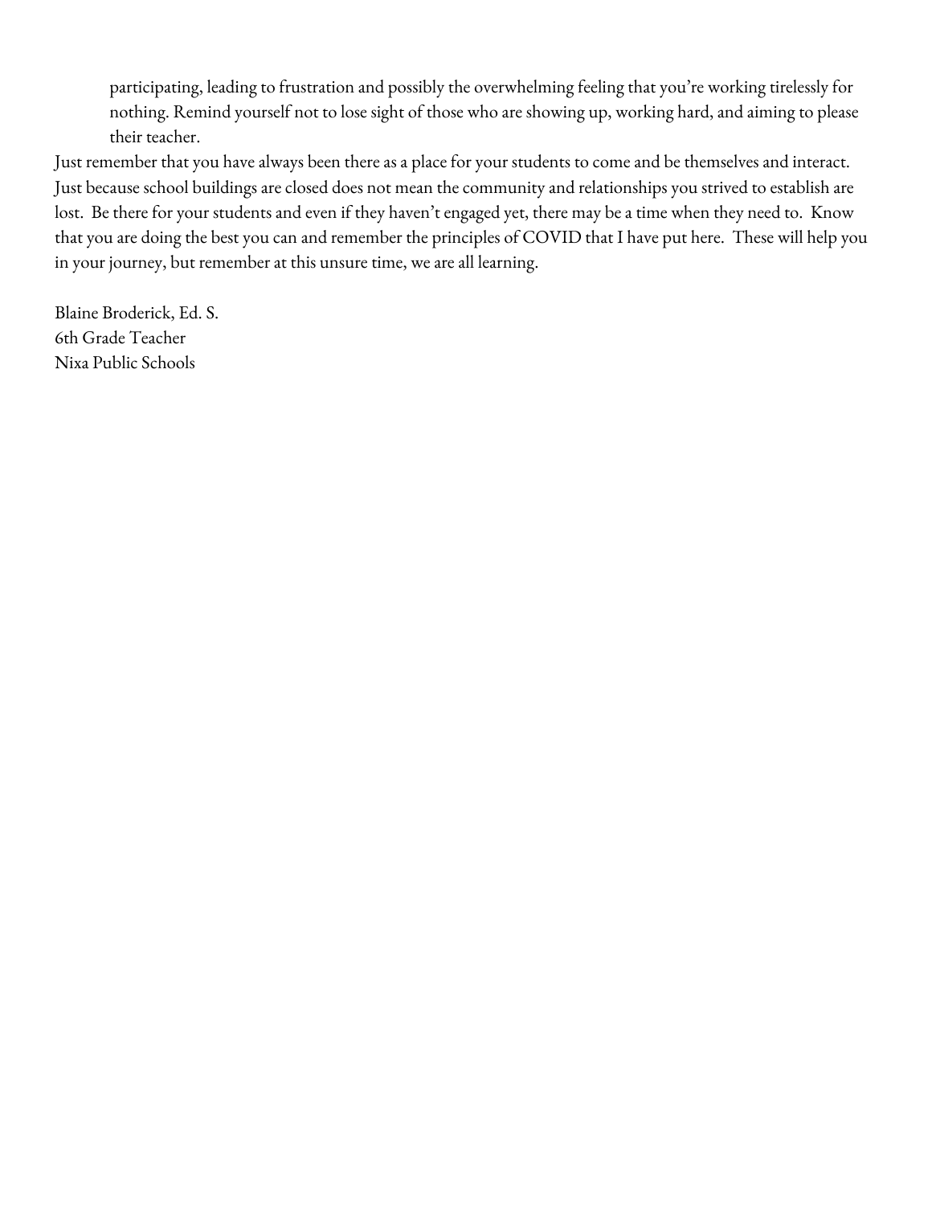participating, leading to frustration and possibly the overwhelming feeling that you're working tirelessly for nothing. Remind yourself not to lose sight of those who are showing up, working hard, and aiming to please their teacher.

Just remember that you have always been there as a place for your students to come and be themselves and interact. Just because school buildings are closed does not mean the community and relationships you strived to establish are lost. Be there for your students and even if they haven't engaged yet, there may be a time when they need to. Know that you are doing the best you can and remember the principles of COVID that I have put here. These will help you in your journey, but remember at this unsure time, we are all learning.

Blaine Broderick, Ed. S.
6th Grade Teacher
Nixa Public Schools